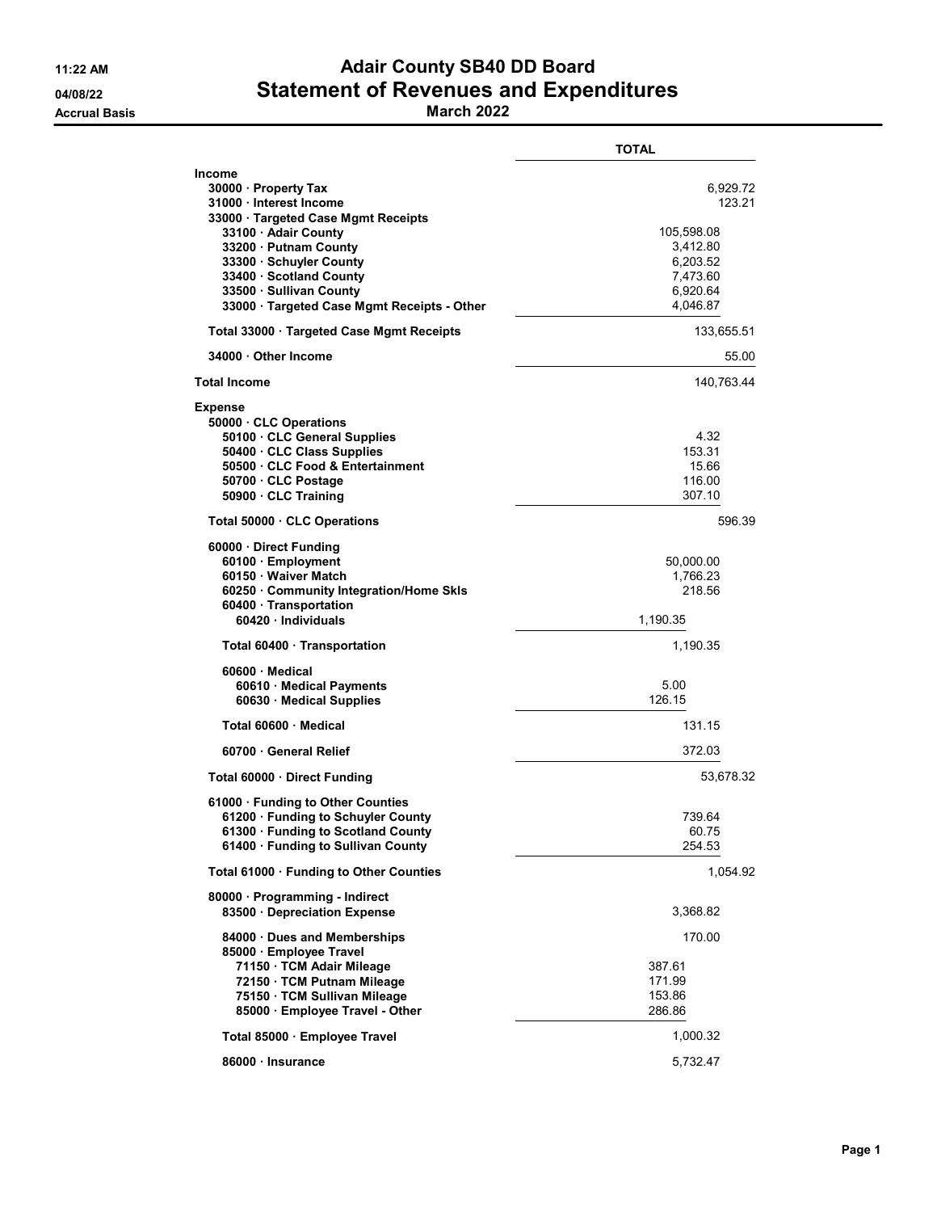# Adair County SB40 DD Board

## Statement of Revenues and Expenditures

### March 2022

11:22 AM
04/08/22
Accrual Basis

| | | TOTAL |
|---|---|---|
| **Income** | | |
| 30000 · Property Tax | | 6,929.72 |
| 31000 · Interest Income | | 123.21 |
| 33000 · Targeted Case Mgmt Receipts | | |
| 33100 · Adair County | 105,598.08 | |
| 33200 · Putnam County | 3,412.80 | |
| 33300 · Schuyler County | 6,203.52 | |
| 33400 · Scotland County | 7,473.60 | |
| 33500 · Sullivan County | 6,920.64 | |
| 33000 · Targeted Case Mgmt Receipts - Other | 4,046.87 | |
| Total 33000 · Targeted Case Mgmt Receipts | | 133,655.51 |
| 34000 · Other Income | | 55.00 |
| **Total Income** | | 140,763.44 |
| **Expense** | | |
| 50000 · CLC Operations | | |
| 50100 · CLC General Supplies | 4.32 | |
| 50400 · CLC Class Supplies | 153.31 | |
| 50500 · CLC Food & Entertainment | 15.66 | |
| 50700 · CLC Postage | 116.00 | |
| 50900 · CLC Training | 307.10 | |
| Total 50000 · CLC Operations | | 596.39 |
| 60000 · Direct Funding | | |
| 60100 · Employment | 50,000.00 | |
| 60150 · Waiver Match | 1,766.23 | |
| 60250 · Community Integration/Home Skls | 218.56 | |
| 60400 · Transportation | | |
| 60420 · Individuals | 1,190.35 | |
| Total 60400 · Transportation | 1,190.35 | |
| 60600 · Medical | | |
| 60610 · Medical Payments | 5.00 | |
| 60630 · Medical Supplies | 126.15 | |
| Total 60600 · Medical | 131.15 | |
| 60700 · General Relief | 372.03 | |
| Total 60000 · Direct Funding | | 53,678.32 |
| 61000 · Funding to Other Counties | | |
| 61200 · Funding to Schuyler County | 739.64 | |
| 61300 · Funding to Scotland County | 60.75 | |
| 61400 · Funding to Sullivan County | 254.53 | |
| Total 61000 · Funding to Other Counties | | 1,054.92 |
| 80000 · Programming - Indirect | | |
| 83500 · Depreciation Expense | 3,368.82 | |
| 84000 · Dues and Memberships | 170.00 | |
| 85000 · Employee Travel | | |
| 71150 · TCM Adair Mileage | 387.61 | |
| 72150 · TCM Putnam Mileage | 171.99 | |
| 75150 · TCM Sullivan Mileage | 153.86 | |
| 85000 · Employee Travel - Other | 286.86 | |
| Total 85000 · Employee Travel | 1,000.32 | |
| 86000 · Insurance | 5,732.47 | |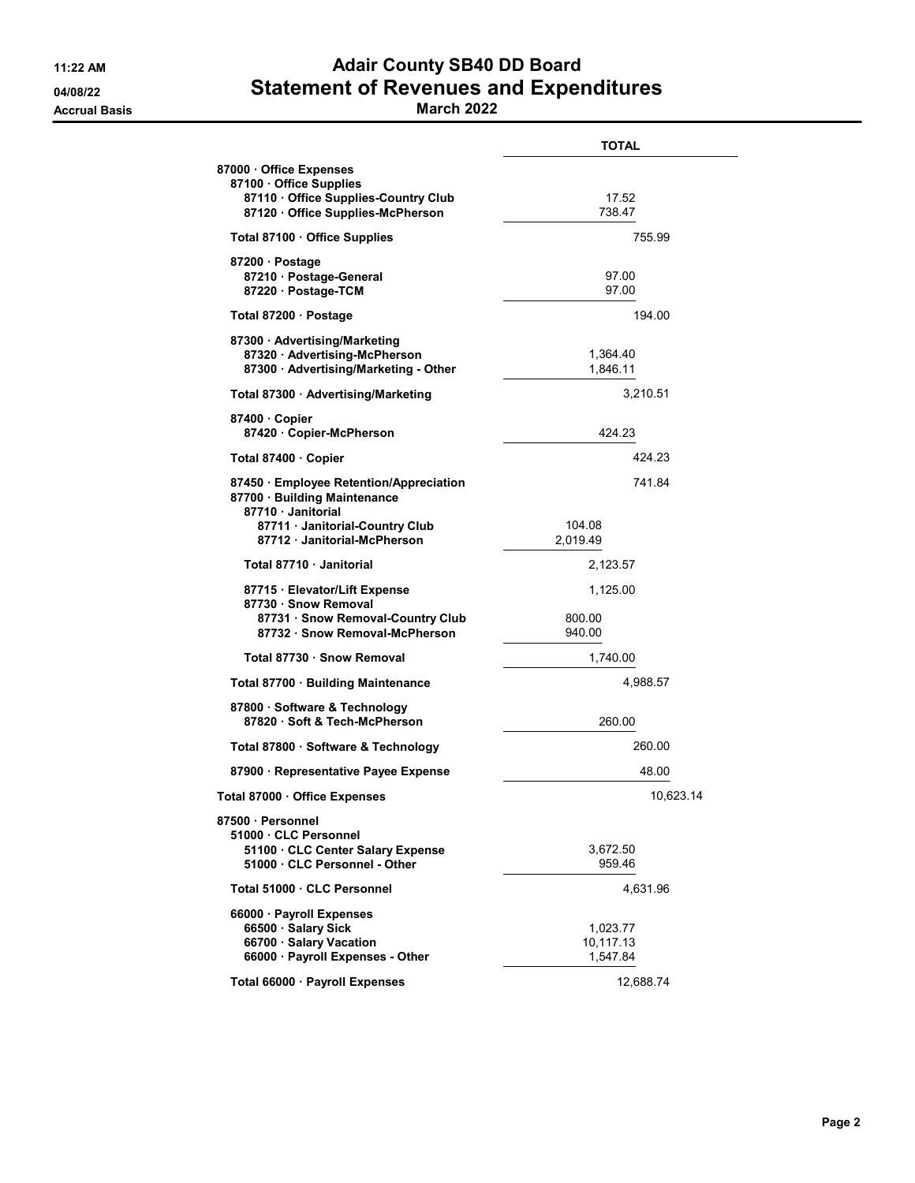# Adair County SB40 DD Board
## Statement of Revenues and Expenditures
### March 2022

11:22 AM
04/08/22
Accrual Basis

| | TOTAL |
|---|---|
| **87000 · Office Expenses** | |
| **87100 · Office Supplies** | |
| **87110 · Office Supplies-Country Club** | 17.52 |
| **87120 · Office Supplies-McPherson** | 738.47 |
| **Total 87100 · Office Supplies** | 755.99 |
| **87200 · Postage** | |
| **87210 · Postage-General** | 97.00 |
| **87220 · Postage-TCM** | 97.00 |
| **Total 87200 · Postage** | 194.00 |
| **87300 · Advertising/Marketing** | |
| **87320 · Advertising-McPherson** | 1,364.40 |
| **87300 · Advertising/Marketing - Other** | 1,846.11 |
| **Total 87300 · Advertising/Marketing** | 3,210.51 |
| **87400 · Copier** | |
| **87420 · Copier-McPherson** | 424.23 |
| **Total 87400 · Copier** | 424.23 |
| **87450 · Employee Retention/Appreciation** | 741.84 |
| **87700 · Building Maintenance** | |
| **87710 · Janitorial** | |
| **87711 · Janitorial-Country Club** | 104.08 |
| **87712 · Janitorial-McPherson** | 2,019.49 |
| **Total 87710 · Janitorial** | 2,123.57 |
| **87715 · Elevator/Lift Expense** | 1,125.00 |
| **87730 · Snow Removal** | |
| **87731 · Snow Removal-Country Club** | 800.00 |
| **87732 · Snow Removal-McPherson** | 940.00 |
| **Total 87730 · Snow Removal** | 1,740.00 |
| **Total 87700 · Building Maintenance** | 4,988.57 |
| **87800 · Software & Technology** | |
| **87820 · Soft & Tech-McPherson** | 260.00 |
| **Total 87800 · Software & Technology** | 260.00 |
| **87900 · Representative Payee Expense** | 48.00 |
| **Total 87000 · Office Expenses** | 10,623.14 |
| **87500 · Personnel** | |
| **51000 · CLC Personnel** | |
| **51100 · CLC Center Salary Expense** | 3,672.50 |
| **51000 · CLC Personnel - Other** | 959.46 |
| **Total 51000 · CLC Personnel** | 4,631.96 |
| **66000 · Payroll Expenses** | |
| **66500 · Salary Sick** | 1,023.77 |
| **66700 · Salary Vacation** | 10,117.13 |
| **66000 · Payroll Expenses - Other** | 1,547.84 |
| **Total 66000 · Payroll Expenses** | 12,688.74 |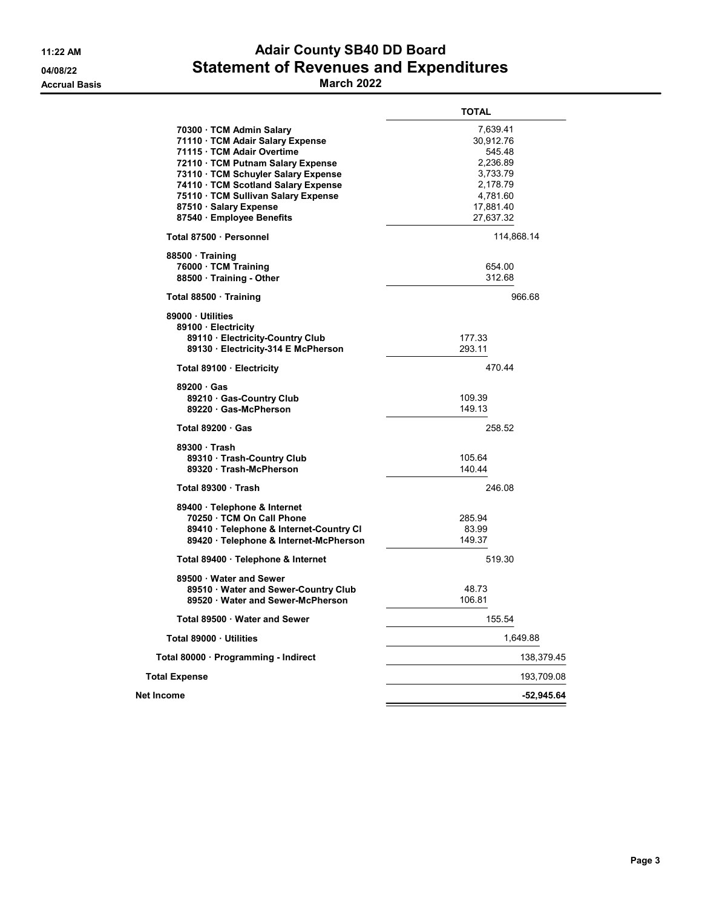**11:22 AM**
**04/08/22**
**Accrual Basis**

# Adair County SB40 DD Board
## Statement of Revenues and Expenditures
### March 2022

| | TOTAL |
|---|---|
| 70300 · TCM Admin Salary | 7,639.41 |
| 71110 · TCM Adair Salary Expense | 30,912.76 |
| 71115 · TCM Adair Overtime | 545.48 |
| 72110 · TCM Putnam Salary Expense | 2,236.89 |
| 73110 · TCM Schuyler Salary Expense | 3,733.79 |
| 74110 · TCM Scotland Salary Expense | 2,178.79 |
| 75110 · TCM Sullivan Salary Expense | 4,781.60 |
| 87510 · Salary Expense | 17,881.40 |
| 87540 · Employee Benefits | 27,637.32 |
| **Total 87500 · Personnel** | 114,868.14 |
| **88500 · Training** | |
| 76000 · TCM Training | 654.00 |
| 88500 · Training - Other | 312.68 |
| **Total 88500 · Training** | 966.68 |
| **89000 · Utilities** | |
| **89100 · Electricity** | |
| 89110 · Electricity-Country Club | 177.33 |
| 89130 · Electricity-314 E McPherson | 293.11 |
| **Total 89100 · Electricity** | 470.44 |
| **89200 · Gas** | |
| 89210 · Gas-Country Club | 109.39 |
| 89220 · Gas-McPherson | 149.13 |
| **Total 89200 · Gas** | 258.52 |
| **89300 · Trash** | |
| 89310 · Trash-Country Club | 105.64 |
| 89320 · Trash-McPherson | 140.44 |
| **Total 89300 · Trash** | 246.08 |
| **89400 · Telephone & Internet** | |
| 70250 · TCM On Call Phone | 285.94 |
| 89410 · Telephone & Internet-Country Cl | 83.99 |
| 89420 · Telephone & Internet-McPherson | 149.37 |
| **Total 89400 · Telephone & Internet** | 519.30 |
| **89500 · Water and Sewer** | |
| 89510 · Water and Sewer-Country Club | 48.73 |
| 89520 · Water and Sewer-McPherson | 106.81 |
| **Total 89500 · Water and Sewer** | 155.54 |
| **Total 89000 · Utilities** | 1,649.88 |
| **Total 80000 · Programming - Indirect** | 138,379.45 |
| **Total Expense** | 193,709.08 |
| **Net Income** | **-52,945.64** |